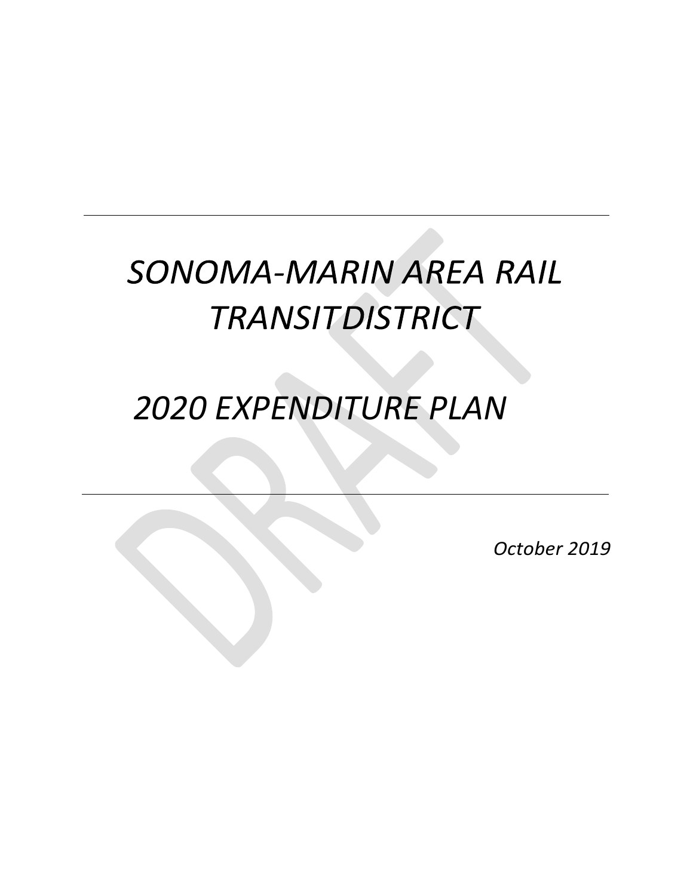# *SONOMA-MARIN AREA RAIL TRANSITDISTRICT*

# *2020 EXPENDITURE PLAN*

*October 2019*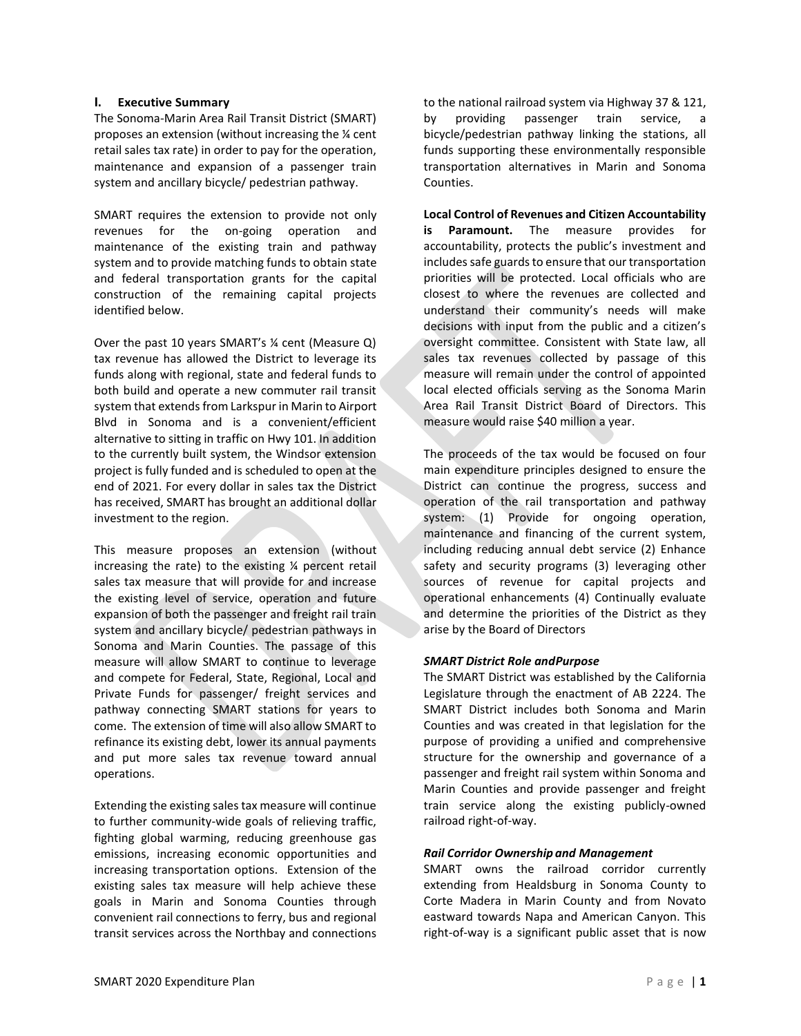## I. Executive Summary

The Sonoma-Marin Area Rail Transit District (SMART) proposes an extension (without increasing the ¼ cent retail sales tax rate) in order to pay for the operation, maintenance and expansion of a passenger train system and ancillary bicycle/ pedestrian pathway.

SMART requires the extension to provide not only revenues for the on-going operation and maintenance of the existing train and pathway system and to provide matching funds to obtain state and federal transportation grants for the capital construction of the remaining capital projects identified below.

Over the past 10 years SMART's ¼ cent (Measure Q) tax revenue has allowed the District to leverage its funds along with regional, state and federal funds to both build and operate a new commuter rail transit system that extends from Larkspur in Marin to Airport Blvd in Sonoma and is a convenient/efficient alternative to sitting in traffic on Hwy 101. In addition to the currently built system, the Windsor extension project is fully funded and is scheduled to open at the end of 2021. For every dollar in sales tax the District has received, SMART has brought an additional dollar investment to the region.

This measure proposes an extension (without increasing the rate) to the existing ¼ percent retail sales tax measure that will provide for and increase the existing level of service, operation and future expansion of both the passenger and freight rail train system and ancillary bicycle/ pedestrian pathways in Sonoma and Marin Counties. The passage of this measure will allow SMART to continue to leverage and compete for Federal, State, Regional, Local and Private Funds for passenger/ freight services and pathway connecting SMART stations for years to come. The extension of time will also allow SMART to refinance its existing debt, lower its annual payments and put more sales tax revenue toward annual operations.

Extending the existing sales tax measure will continue to further community-wide goals of relieving traffic, fighting global warming, reducing greenhouse gas emissions, increasing economic opportunities and increasing transportation options. Extension of the existing sales tax measure will help achieve these goals in Marin and Sonoma Counties through convenient rail connections to ferry, bus and regional transit services across the Northbay and connections to the national railroad system via Highway 37 & 121, by providing passenger train service, a bicycle/pedestrian pathway linking the stations, all funds supporting these environmentally responsible transportation alternatives in Marin and Sonoma Counties.

**Local Control of Revenues and Citizen Accountability is Paramount.** The measure provides for accountability, protects the public's investment and includes safe guards to ensure that our transportation priorities will be protected. Local officials who are closest to where the revenues are collected and understand their community's needs will make decisions with input from the public and a citizen's oversight committee. Consistent with State law, all sales tax revenues collected by passage of this measure will remain under the control of appointed local elected officials serving as the Sonoma Marin Area Rail Transit District Board of Directors. This measure would raise $40 million a year.

The proceeds of the tax would be focused on four main expenditure principles designed to ensure the District can continue the progress, success and operation of the rail transportation and pathway system: (1) Provide for ongoing operation, maintenance and financing of the current system, including reducing annual debt service (2) Enhance safety and security programs (3) leveraging other sources of revenue for capital projects and operational enhancements (4) Continually evaluate and determine the priorities of the District as they arise by the Board of Directors

### *SMART District Role andPurpose*

The SMART District was established by the California Legislature through the enactment of AB 2224. The SMART District includes both Sonoma and Marin Counties and was created in that legislation for the purpose of providing a unified and comprehensive structure for the ownership and governance of a passenger and freight rail system within Sonoma and Marin Counties and provide passenger and freight train service along the existing publicly-owned railroad right-of-way.

### *Rail Corridor Ownership and Management*

SMART owns the railroad corridor currently extending from Healdsburg in Sonoma County to Corte Madera in Marin County and from Novato eastward towards Napa and American Canyon. This right-of-way is a significant public asset that is now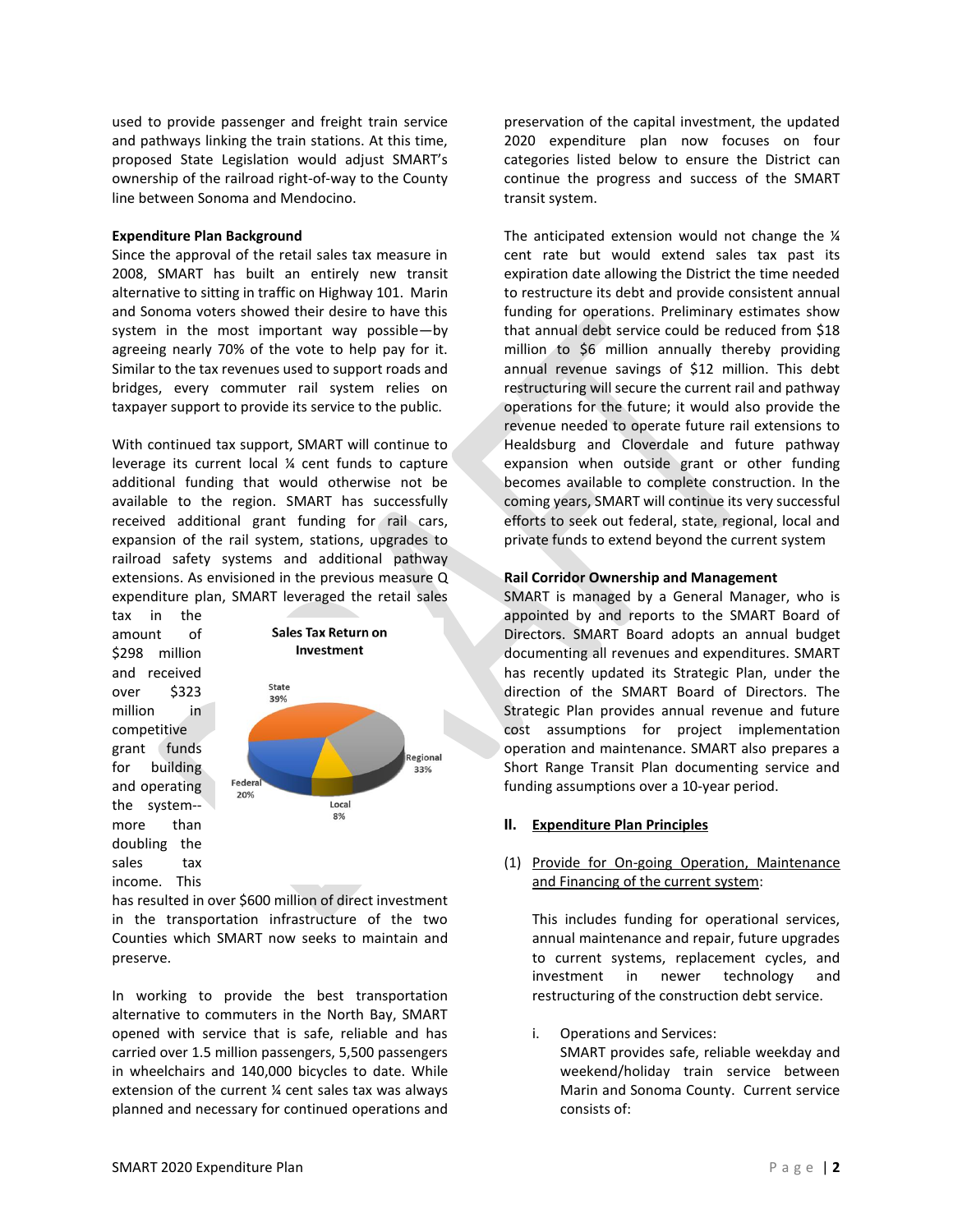used to provide passenger and freight train service and pathways linking the train stations. At this time, proposed State Legislation would adjust SMART's ownership of the railroad right-of-way to the County line between Sonoma and Mendocino.

**Expenditure Plan Background**

Since the approval of the retail sales tax measure in 2008, SMART has built an entirely new transit alternative to sitting in traffic on Highway 101. Marin and Sonoma voters showed their desire to have this system in the most important way possible—by agreeing nearly 70% of the vote to help pay for it. Similar to the tax revenues used to support roads and bridges, every commuter rail system relies on taxpayer support to provide its service to the public.

With continued tax support, SMART will continue to leverage its current local ¼ cent funds to capture additional funding that would otherwise not be available to the region. SMART has successfully received additional grant funding for rail cars, expansion of the rail system, stations, upgrades to railroad safety systems and additional pathway extensions. As envisioned in the previous measure Q expenditure plan, SMART leveraged the retail sales tax in the amount of $298 million and received over $323 million in competitive grant funds for building and operating the system--more than doubling the sales tax income. This has resulted in over $600 million of direct investment in the transportation infrastructure of the two Counties which SMART now seeks to maintain and preserve.

**Sales Tax Return on Investment**

| Source | Share |
|---|---|
| State | 39% |
| Regional | 33% |
| Federal | 20% |
| Local | 8% |

In working to provide the best transportation alternative to commuters in the North Bay, SMART opened with service that is safe, reliable and has carried over 1.5 million passengers, 5,500 passengers in wheelchairs and 140,000 bicycles to date. While extension of the current ¼ cent sales tax was always planned and necessary for continued operations and preservation of the capital investment, the updated 2020 expenditure plan now focuses on four categories listed below to ensure the District can continue the progress and success of the SMART transit system.

The anticipated extension would not change the ¼ cent rate but would extend sales tax past its expiration date allowing the District the time needed to restructure its debt and provide consistent annual funding for operations. Preliminary estimates show that annual debt service could be reduced from $18 million to $6 million annually thereby providing annual revenue savings of $12 million. This debt restructuring will secure the current rail and pathway operations for the future; it would also provide the revenue needed to operate future rail extensions to Healdsburg and Cloverdale and future pathway expansion when outside grant or other funding becomes available to complete construction. In the coming years, SMART will continue its very successful efforts to seek out federal, state, regional, local and private funds to extend beyond the current system

**Rail Corridor Ownership and Management**

SMART is managed by a General Manager, who is appointed by and reports to the SMART Board of Directors. SMART Board adopts an annual budget documenting all revenues and expenditures. SMART has recently updated its Strategic Plan, under the direction of the SMART Board of Directors. The Strategic Plan provides annual revenue and future cost assumptions for project implementation operation and maintenance. SMART also prepares a Short Range Transit Plan documenting service and funding assumptions over a 10-year period.

## II. Expenditure Plan Principles

(1) Provide for On-going Operation, Maintenance and Financing of the current system:

This includes funding for operational services, annual maintenance and repair, future upgrades to current systems, replacement cycles, and investment in newer technology and restructuring of the construction debt service.

i. Operations and Services:
SMART provides safe, reliable weekday and weekend/holiday train service between Marin and Sonoma County. Current service consists of: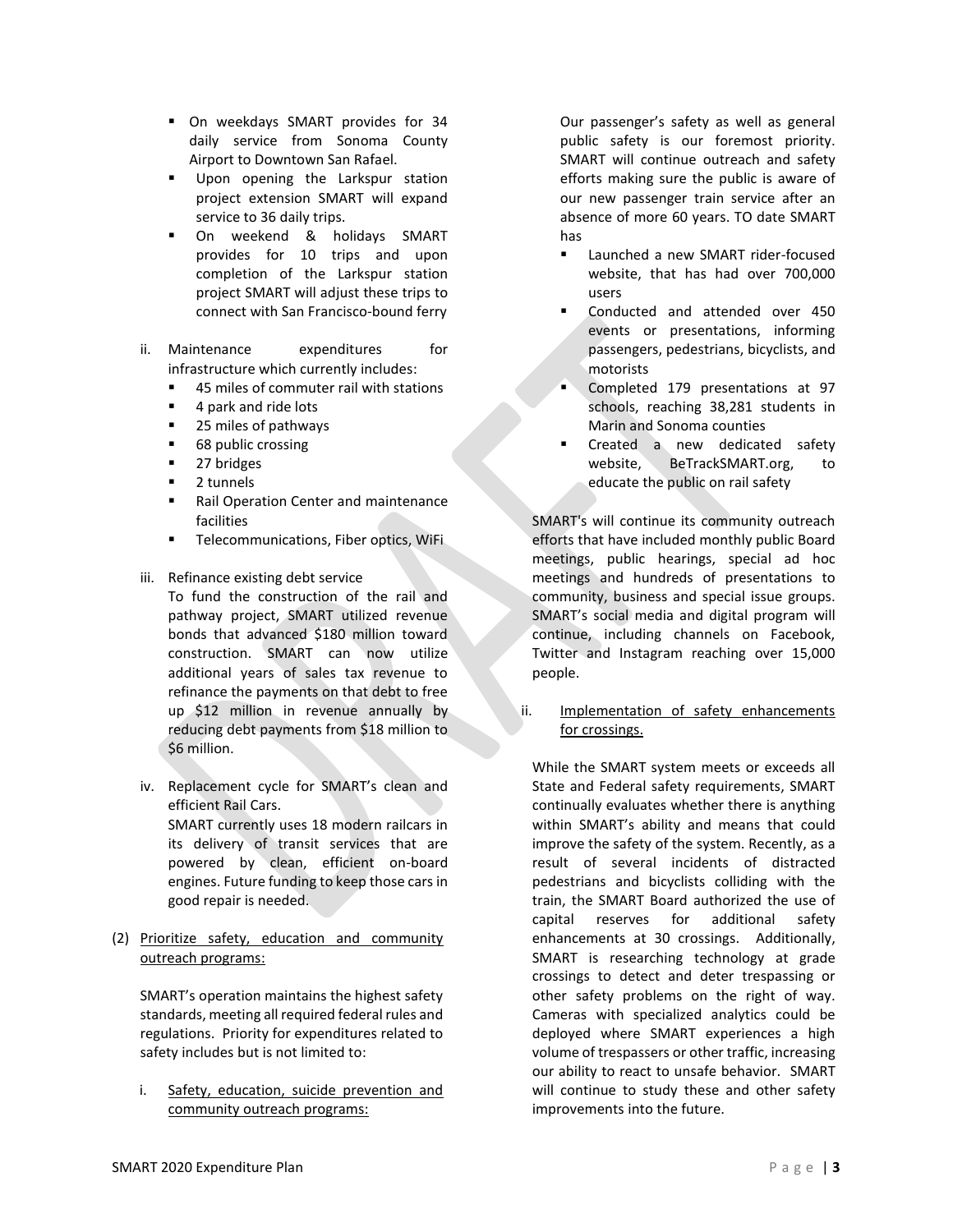- On weekdays SMART provides for 34 daily service from Sonoma County Airport to Downtown San Rafael.
- Upon opening the Larkspur station project extension SMART will expand service to 36 daily trips.
- On weekend & holidays SMART provides for 10 trips and upon completion of the Larkspur station project SMART will adjust these trips to connect with San Francisco-bound ferry

ii. Maintenance expenditures for infrastructure which currently includes:
   - 45 miles of commuter rail with stations
   - 4 park and ride lots
   - 25 miles of pathways
   - 68 public crossing
   - 27 bridges
   - 2 tunnels
   - Rail Operation Center and maintenance facilities
   - Telecommunications, Fiber optics, WiFi

iii. Refinance existing debt service
   To fund the construction of the rail and pathway project, SMART utilized revenue bonds that advanced $180 million toward construction. SMART can now utilize additional years of sales tax revenue to refinance the payments on that debt to free up $12 million in revenue annually by reducing debt payments from $18 million to $6 million.

iv. Replacement cycle for SMART's clean and efficient Rail Cars.
   SMART currently uses 18 modern railcars in its delivery of transit services that are powered by clean, efficient on-board engines. Future funding to keep those cars in good repair is needed.

(2) <u>Prioritize safety, education and community outreach programs:</u>

SMART's operation maintains the highest safety standards, meeting all required federal rules and regulations. Priority for expenditures related to safety includes but is not limited to:

i. <u>Safety, education, suicide prevention and community outreach programs:</u>

Our passenger's safety as well as general public safety is our foremost priority. SMART will continue outreach and safety efforts making sure the public is aware of our new passenger train service after an absence of more 60 years. TO date SMART has

- Launched a new SMART rider-focused website, that has had over 700,000 users
- Conducted and attended over 450 events or presentations, informing passengers, pedestrians, bicyclists, and motorists
- Completed 179 presentations at 97 schools, reaching 38,281 students in Marin and Sonoma counties
- Created a new dedicated safety website, BeTrackSMART.org, to educate the public on rail safety

SMART's will continue its community outreach efforts that have included monthly public Board meetings, public hearings, special ad hoc meetings and hundreds of presentations to community, business and special issue groups. SMART's social media and digital program will continue, including channels on Facebook, Twitter and Instagram reaching over 15,000 people.

ii. <u>Implementation of safety enhancements for crossings.</u>

While the SMART system meets or exceeds all State and Federal safety requirements, SMART continually evaluates whether there is anything within SMART's ability and means that could improve the safety of the system. Recently, as a result of several incidents of distracted pedestrians and bicyclists colliding with the train, the SMART Board authorized the use of capital reserves for additional safety enhancements at 30 crossings. Additionally, SMART is researching technology at grade crossings to detect and deter trespassing or other safety problems on the right of way. Cameras with specialized analytics could be deployed where SMART experiences a high volume of trespassers or other traffic, increasing our ability to react to unsafe behavior. SMART will continue to study these and other safety improvements into the future.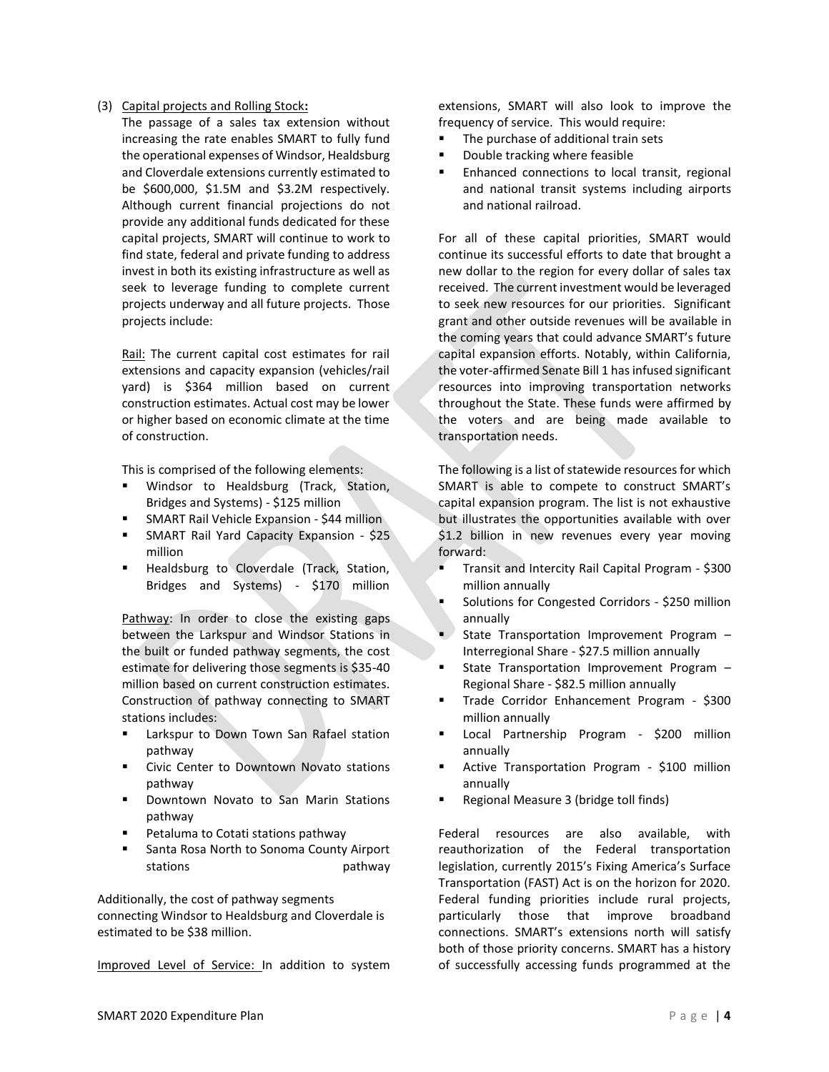(3) Capital projects and Rolling Stock**:**
The passage of a sales tax extension without increasing the rate enables SMART to fully fund the operational expenses of Windsor, Healdsburg and Cloverdale extensions currently estimated to be $600,000, $1.5M and $3.2M respectively. Although current financial projections do not provide any additional funds dedicated for these capital projects, SMART will continue to work to find state, federal and private funding to address invest in both its existing infrastructure as well as seek to leverage funding to complete current projects underway and all future projects. Those projects include:

Rail: The current capital cost estimates for rail extensions and capacity expansion (vehicles/rail yard) is $364 million based on current construction estimates. Actual cost may be lower or higher based on economic climate at the time of construction.

This is comprised of the following elements:
- Windsor to Healdsburg (Track, Station, Bridges and Systems) - $125 million
- SMART Rail Vehicle Expansion - $44 million
- SMART Rail Yard Capacity Expansion - $25 million
- Healdsburg to Cloverdale (Track, Station, Bridges and Systems) - $170 million

Pathway: In order to close the existing gaps between the Larkspur and Windsor Stations in the built or funded pathway segments, the cost estimate for delivering those segments is $35-40 million based on current construction estimates. Construction of pathway connecting to SMART stations includes:
- Larkspur to Down Town San Rafael station pathway
- Civic Center to Downtown Novato stations pathway
- Downtown Novato to San Marin Stations pathway
- Petaluma to Cotati stations pathway
- Santa Rosa North to Sonoma County Airport stations pathway

Additionally, the cost of pathway segments connecting Windsor to Healdsburg and Cloverdale is estimated to be $38 million.

Improved Level of Service: In addition to system extensions, SMART will also look to improve the frequency of service. This would require:
- The purchase of additional train sets
- Double tracking where feasible
- Enhanced connections to local transit, regional and national transit systems including airports and national railroad.

For all of these capital priorities, SMART would continue its successful efforts to date that brought a new dollar to the region for every dollar of sales tax received. The current investment would be leveraged to seek new resources for our priorities. Significant grant and other outside revenues will be available in the coming years that could advance SMART's future capital expansion efforts. Notably, within California, the voter-affirmed Senate Bill 1 has infused significant resources into improving transportation networks throughout the State. These funds were affirmed by the voters and are being made available to transportation needs.

The following is a list of statewide resources for which SMART is able to compete to construct SMART's capital expansion program. The list is not exhaustive but illustrates the opportunities available with over $1.2 billion in new revenues every year moving forward:
- Transit and Intercity Rail Capital Program - $300 million annually
- Solutions for Congested Corridors - $250 million annually
- State Transportation Improvement Program – Interregional Share - $27.5 million annually
- State Transportation Improvement Program – Regional Share - $82.5 million annually
- Trade Corridor Enhancement Program - $300 million annually
- Local Partnership Program - $200 million annually
- Active Transportation Program - $100 million annually
- Regional Measure 3 (bridge toll finds)

Federal resources are also available, with reauthorization of the Federal transportation legislation, currently 2015's Fixing America's Surface Transportation (FAST) Act is on the horizon for 2020. Federal funding priorities include rural projects, particularly those that improve broadband connections. SMART's extensions north will satisfy both of those priority concerns. SMART has a history of successfully accessing funds programmed at the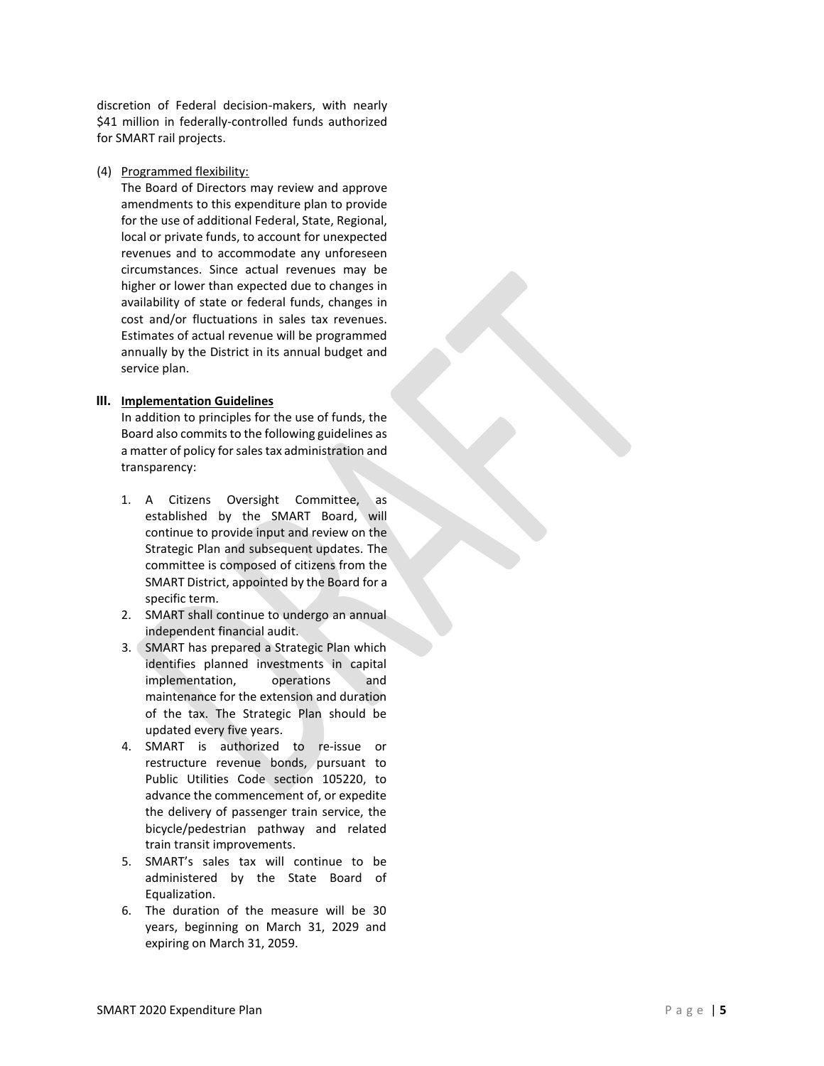discretion of Federal decision-makers, with nearly $41 million in federally-controlled funds authorized for SMART rail projects.

(4) Programmed flexibility:
The Board of Directors may review and approve amendments to this expenditure plan to provide for the use of additional Federal, State, Regional, local or private funds, to account for unexpected revenues and to accommodate any unforeseen circumstances. Since actual revenues may be higher or lower than expected due to changes in availability of state or federal funds, changes in cost and/or fluctuations in sales tax revenues. Estimates of actual revenue will be programmed annually by the District in its annual budget and service plan.

## III. Implementation Guidelines

In addition to principles for the use of funds, the Board also commits to the following guidelines as a matter of policy for sales tax administration and transparency:

1. A Citizens Oversight Committee, as established by the SMART Board, will continue to provide input and review on the Strategic Plan and subsequent updates. The committee is composed of citizens from the SMART District, appointed by the Board for a specific term.
2. SMART shall continue to undergo an annual independent financial audit.
3. SMART has prepared a Strategic Plan which identifies planned investments in capital implementation, operations and maintenance for the extension and duration of the tax. The Strategic Plan should be updated every five years.
4. SMART is authorized to re-issue or restructure revenue bonds, pursuant to Public Utilities Code section 105220, to advance the commencement of, or expedite the delivery of passenger train service, the bicycle/pedestrian pathway and related train transit improvements.
5. SMART's sales tax will continue to be administered by the State Board of Equalization.
6. The duration of the measure will be 30 years, beginning on March 31, 2029 and expiring on March 31, 2059.